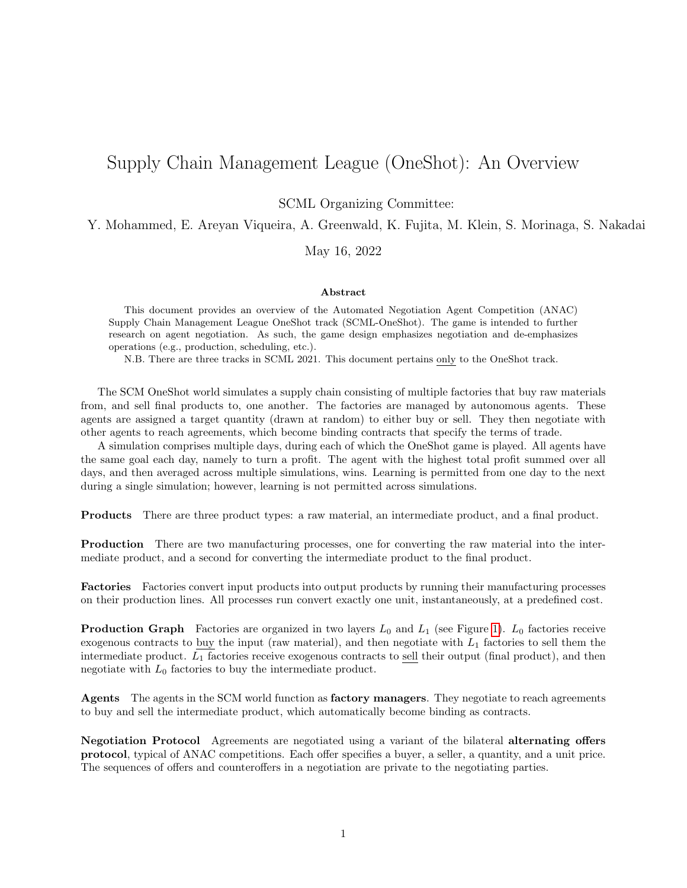# Supply Chain Management League (OneShot): An Overview

SCML Organizing Committee:

Y. Mohammed, E. Areyan Viqueira, A. Greenwald, K. Fujita, M. Klein, S. Morinaga, S. Nakadai

May 16, 2022

### Abstract

This document provides an overview of the Automated Negotiation Agent Competition (ANAC) Supply Chain Management League OneShot track (SCML-OneShot). The game is intended to further research on agent negotiation. As such, the game design emphasizes negotiation and de-emphasizes operations (e.g., production, scheduling, etc.).

N.B. There are three tracks in SCML 2021. This document pertains only to the OneShot track.

The SCM OneShot world simulates a supply chain consisting of multiple factories that buy raw materials from, and sell final products to, one another. The factories are managed by autonomous agents. These agents are assigned a target quantity (drawn at random) to either buy or sell. They then negotiate with other agents to reach agreements, which become binding contracts that specify the terms of trade.

A simulation comprises multiple days, during each of which the OneShot game is played. All agents have the same goal each day, namely to turn a profit. The agent with the highest total profit summed over all days, and then averaged across multiple simulations, wins. Learning is permitted from one day to the next during a single simulation; however, learning is not permitted across simulations.

**Products** There are three product types: a raw material, an intermediate product, and a final product.

**Production** There are two manufacturing processes, one for converting the raw material into the intermediate product, and a second for converting the intermediate product to the final product.

**Factories** Factories convert input products into output products by running their manufacturing processes on their production lines. All processes run convert exactly one unit, instantaneously, at a predefined cost.

**Production Graph** Factories are organized in two layers $L_0$ and $L_1$ (see Figure 1). $L_0$ factories receive exogenous contracts to buy the input (raw material), and then negotiate with $L_1$ factories to sell them the intermediate product. $L_1$ factories receive exogenous contracts to sell their output (final product), and then negotiate with $L_0$ factories to buy the intermediate product.

**Agents** The agents in the SCM world function as **factory managers**. They negotiate to reach agreements to buy and sell the intermediate product, which automatically become binding as contracts.

**Negotiation Protocol** Agreements are negotiated using a variant of the bilateral **alternating offers protocol**, typical of ANAC competitions. Each offer specifies a buyer, a seller, a quantity, and a unit price. The sequences of offers and counteroffers in a negotiation are private to the negotiating parties.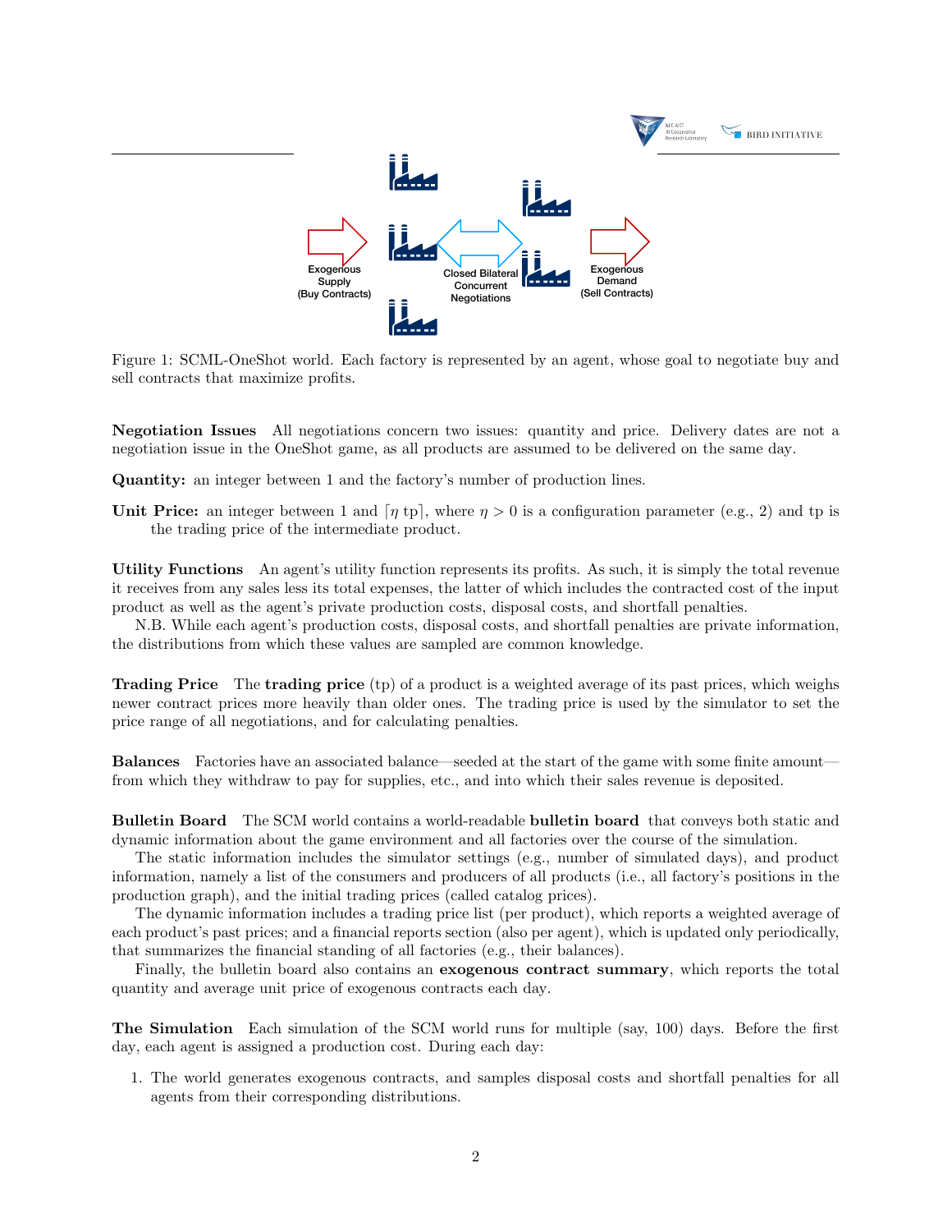Figure 1: SCML-OneShot world. Each factory is represented by an agent, whose goal to negotiate buy and sell contracts that maximize profits.

**Negotiation Issues** All negotiations concern two issues: quantity and price. Delivery dates are not a negotiation issue in the OneShot game, as all products are assumed to be delivered on the same day.

**Quantity:** an integer between 1 and the factory's number of production lines.

**Unit Price:** an integer between 1 and $\lceil \eta \, \text{tp} \rceil$, where $\eta > 0$ is a configuration parameter (e.g., 2) and tp is the trading price of the intermediate product.

**Utility Functions** An agent's utility function represents its profits. As such, it is simply the total revenue it receives from any sales less its total expenses, the latter of which includes the contracted cost of the input product as well as the agent's private production costs, disposal costs, and shortfall penalties.

N.B. While each agent's production costs, disposal costs, and shortfall penalties are private information, the distributions from which these values are sampled are common knowledge.

**Trading Price** The **trading price** (tp) of a product is a weighted average of its past prices, which weighs newer contract prices more heavily than older ones. The trading price is used by the simulator to set the price range of all negotiations, and for calculating penalties.

**Balances** Factories have an associated balance—seeded at the start of the game with some finite amount—from which they withdraw to pay for supplies, etc., and into which their sales revenue is deposited.

**Bulletin Board** The SCM world contains a world-readable **bulletin board** that conveys both static and dynamic information about the game environment and all factories over the course of the simulation.

The static information includes the simulator settings (e.g., number of simulated days), and product information, namely a list of the consumers and producers of all products (i.e., all factory's positions in the production graph), and the initial trading prices (called catalog prices).

The dynamic information includes a trading price list (per product), which reports a weighted average of each product's past prices; and a financial reports section (also per agent), which is updated only periodically, that summarizes the financial standing of all factories (e.g., their balances).

Finally, the bulletin board also contains an **exogenous contract summary**, which reports the total quantity and average unit price of exogenous contracts each day.

**The Simulation** Each simulation of the SCM world runs for multiple (say, 100) days. Before the first day, each agent is assigned a production cost. During each day:

1. The world generates exogenous contracts, and samples disposal costs and shortfall penalties for all agents from their corresponding distributions.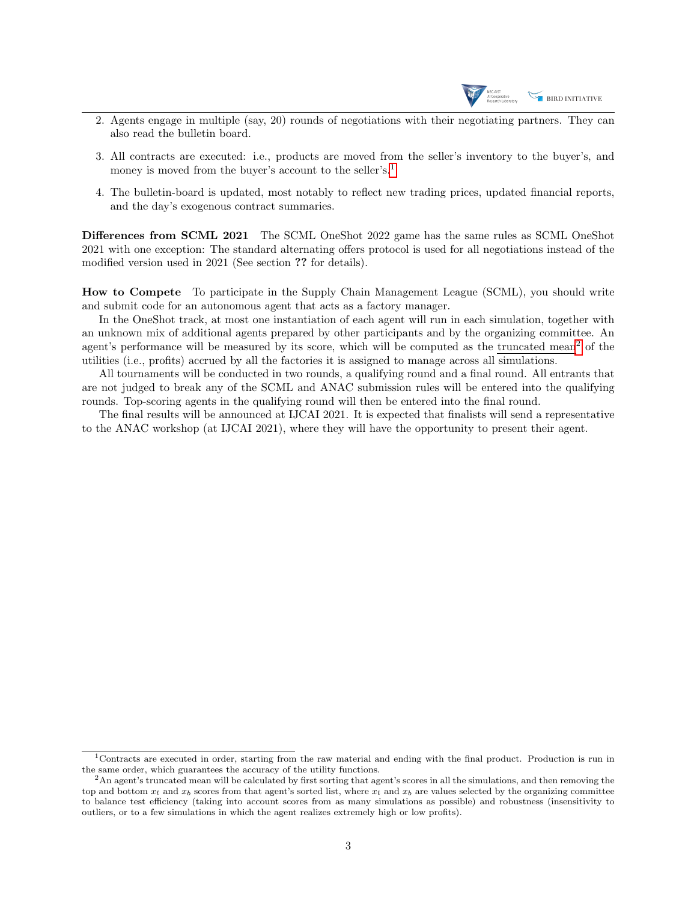2. Agents engage in multiple (say, 20) rounds of negotiations with their negotiating partners. They can also read the bulletin board.

3. All contracts are executed: i.e., products are moved from the seller's inventory to the buyer's, and money is moved from the buyer's account to the seller's.[1]

4. The bulletin-board is updated, most notably to reflect new trading prices, updated financial reports, and the day's exogenous contract summaries.

**Differences from SCML 2021** The SCML OneShot 2022 game has the same rules as SCML OneShot 2021 with one exception: The standard alternating offers protocol is used for all negotiations instead of the modified version used in 2021 (See section **??** for details).

**How to Compete** To participate in the Supply Chain Management League (SCML), you should write and submit code for an autonomous agent that acts as a factory manager.

In the OneShot track, at most one instantiation of each agent will run in each simulation, together with an unknown mix of additional agents prepared by other participants and by the organizing committee. An agent's performance will be measured by its score, which will be computed as the truncated mean[2] of the utilities (i.e., profits) accrued by all the factories it is assigned to manage across all simulations.

All tournaments will be conducted in two rounds, a qualifying round and a final round. All entrants that are not judged to break any of the SCML and ANAC submission rules will be entered into the qualifying rounds. Top-scoring agents in the qualifying round will then be entered into the final round.

The final results will be announced at IJCAI 2021. It is expected that finalists will send a representative to the ANAC workshop (at IJCAI 2021), where they will have the opportunity to present their agent.

[1] Contracts are executed in order, starting from the raw material and ending with the final product. Production is run in the same order, which guarantees the accuracy of the utility functions.

[2] An agent's truncated mean will be calculated by first sorting that agent's scores in all the simulations, and then removing the top and bottom $x_t$ and $x_b$ scores from that agent's sorted list, where $x_t$ and $x_b$ are values selected by the organizing committee to balance test efficiency (taking into account scores from as many simulations as possible) and robustness (insensitivity to outliers, or to a few simulations in which the agent realizes extremely high or low profits).